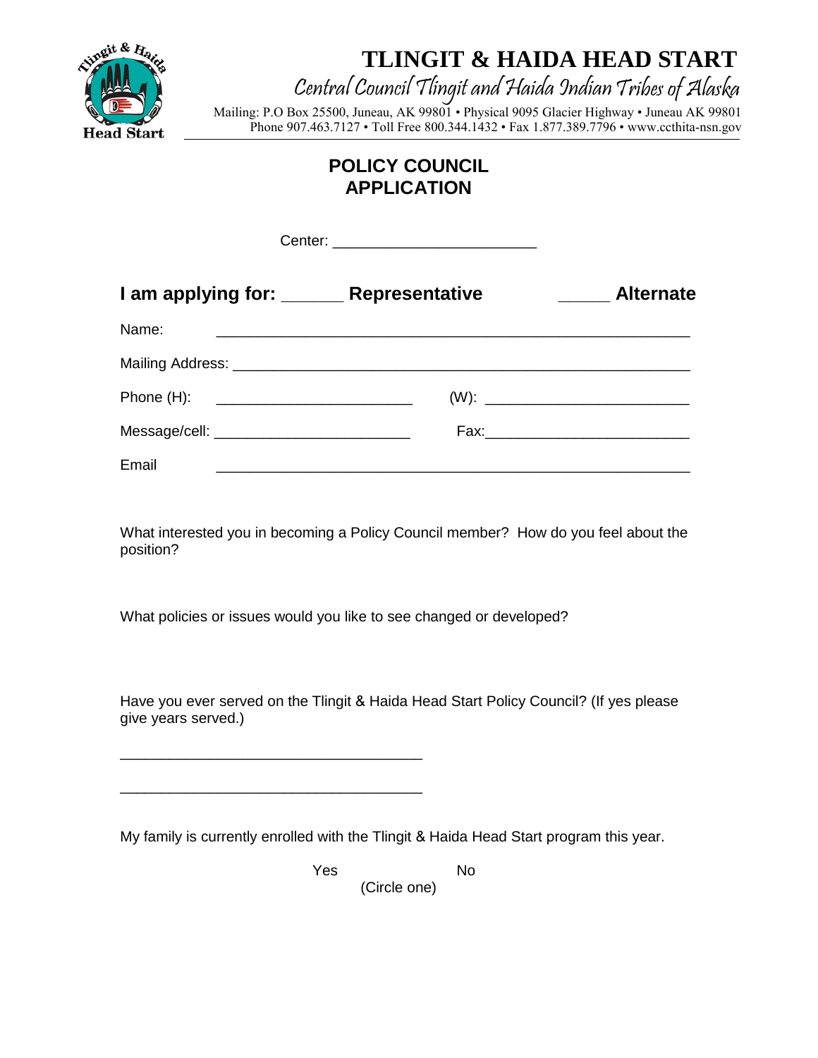# TLINGIT & HAIDA HEAD START

*Central Council Tlingit and Haida Indian Tribes of Alaska*

Mailing: P.O Box 25500, Juneau, AK 99801 • Physical 9095 Glacier Highway • Juneau AK 99801
Phone 907.463.7127 • Toll Free 800.344.1432 • Fax 1.877.389.7796 • www.ccthita-nsn.gov

## POLICY COUNCIL APPLICATION

Center: ________________________

**I am applying for: ______ Representative ______ Alternate**

Name: ________________________________________________________

Mailing Address: ________________________________________________

Phone (H): _______________________ (W): _______________________

Message/cell: _______________________ Fax: _______________________

Email ________________________________________________________

What interested you in becoming a Policy Council member? How do you feel about the position?

What policies or issues would you like to see changed or developed?

Have you ever served on the Tlingit & Haida Head Start Policy Council? (If yes please give years served.)

___________________________________

___________________________________

My family is currently enrolled with the Tlingit & Haida Head Start program this year.

Yes No
(Circle one)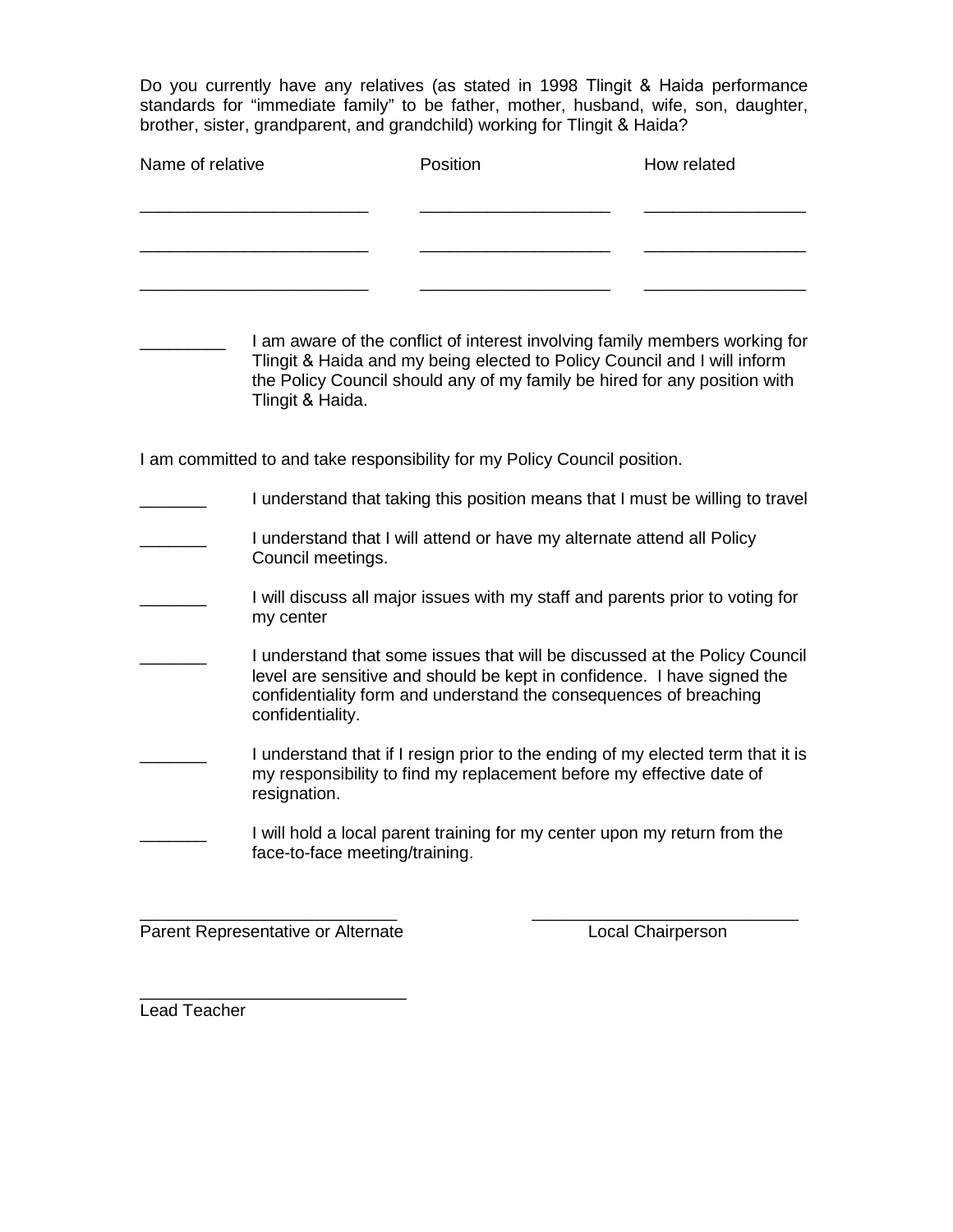Do you currently have any relatives (as stated in 1998 Tlingit & Haida performance standards for "immediate family" to be father, mother, husband, wife, son, daughter, brother, sister, grandparent, and grandchild) working for Tlingit & Haida?

| Name of relative | Position | How related |
|---|---|---|
| ________________________ | ____________________ | _________________ |
| ________________________ | ____________________ | _________________ |
| ________________________ | ____________________ | _________________ |

_________ I am aware of the conflict of interest involving family members working for Tlingit & Haida and my being elected to Policy Council and I will inform the Policy Council should any of my family be hired for any position with Tlingit & Haida.

I am committed to and take responsibility for my Policy Council position.

_______ I understand that taking this position means that I must be willing to travel

_______ I understand that I will attend or have my alternate attend all Policy Council meetings.

_______ I will discuss all major issues with my staff and parents prior to voting for my center

_______ I understand that some issues that will be discussed at the Policy Council level are sensitive and should be kept in confidence. I have signed the confidentiality form and understand the consequences of breaching confidentiality.

_______ I understand that if I resign prior to the ending of my elected term that it is my responsibility to find my replacement before my effective date of resignation.

_______ I will hold a local parent training for my center upon my return from the face-to-face meeting/training.

___________________________ ____________________________
Parent Representative or Alternate Local Chairperson

____________________________
Lead Teacher